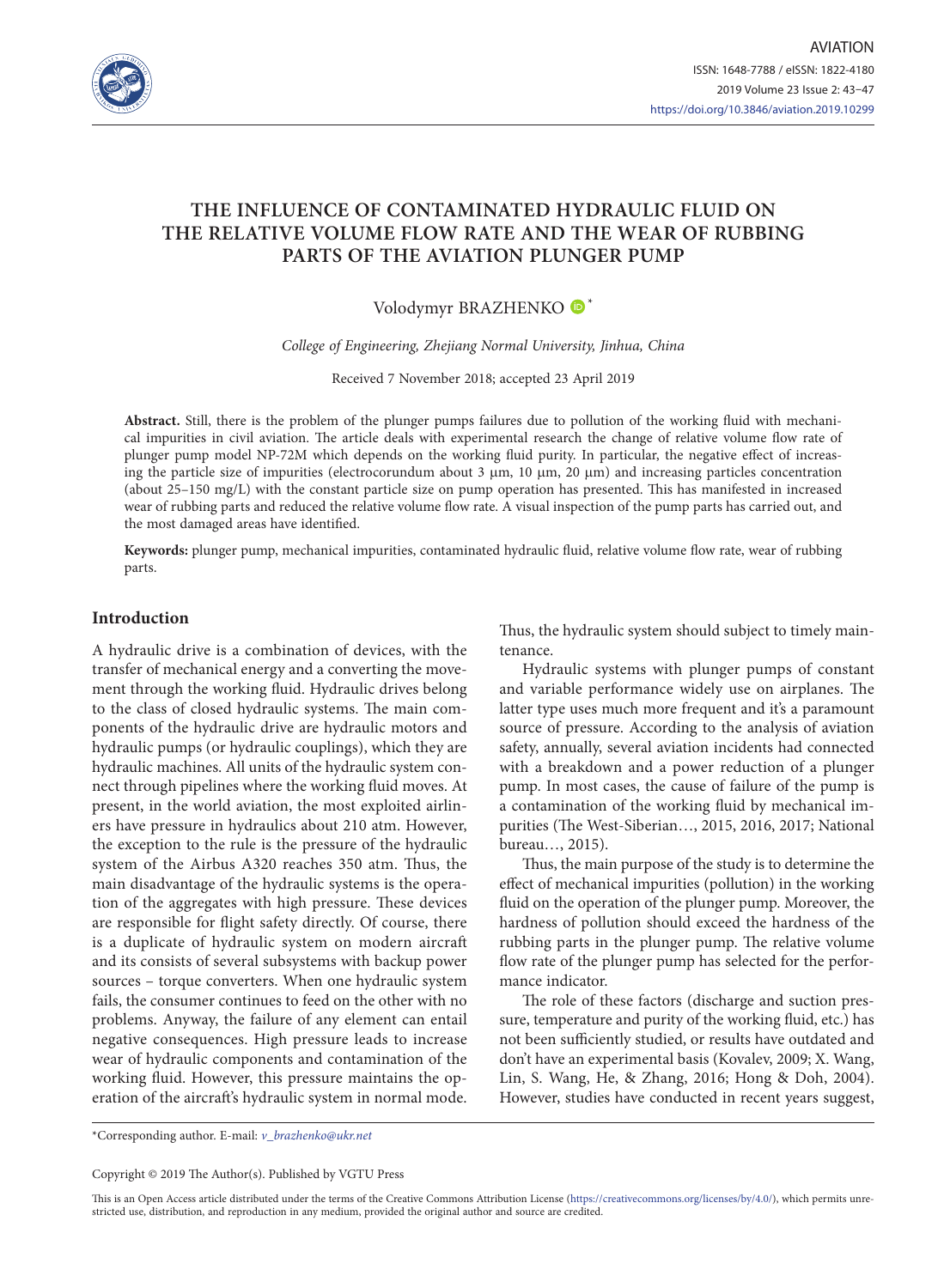# THE INFLUENCE OF CONTAMINATED HYDRAULIC FLUID ON THE RELATIVE VOLUME FLOW RATE AND THE WEAR OF RUBBING PARTS OF THE AVIATION PLUNGER PUMP

Volodymyr BRAZHENKO *

*College of Engineering, Zhejiang Normal University, Jinhua, China*

Received 7 November 2018; accepted 23 April 2019

**Abstract.** Still, there is the problem of the plunger pumps failures due to pollution of the working fluid with mechanical impurities in civil aviation. The article deals with experimental research the change of relative volume flow rate of plunger pump model NP-72M which depends on the working fluid purity. In particular, the negative effect of increasing the particle size of impurities (electrocorundum about 3 µm, 10 µm, 20 µm) and increasing particles concentration (about 25–150 mg/L) with the constant particle size on pump operation has presented. This has manifested in increased wear of rubbing parts and reduced the relative volume flow rate. A visual inspection of the pump parts has carried out, and the most damaged areas have identified.

**Keywords:** plunger pump, mechanical impurities, contaminated hydraulic fluid, relative volume flow rate, wear of rubbing parts.

## Introduction

A hydraulic drive is a combination of devices, with the transfer of mechanical energy and a converting the movement through the working fluid. Hydraulic drives belong to the class of closed hydraulic systems. The main components of the hydraulic drive are hydraulic motors and hydraulic pumps (or hydraulic couplings), which they are hydraulic machines. All units of the hydraulic system connect through pipelines where the working fluid moves. At present, in the world aviation, the most exploited airliners have pressure in hydraulics about 210 atm. However, the exception to the rule is the pressure of the hydraulic system of the Airbus A320 reaches 350 atm. Thus, the main disadvantage of the hydraulic systems is the operation of the aggregates with high pressure. These devices are responsible for flight safety directly. Of course, there is a duplicate of hydraulic system on modern aircraft and its consists of several subsystems with backup power sources – torque converters. When one hydraulic system fails, the consumer continues to feed on the other with no problems. Anyway, the failure of any element can entail negative consequences. High pressure leads to increase wear of hydraulic components and contamination of the working fluid. However, this pressure maintains the operation of the aircraft's hydraulic system in normal mode. Thus, the hydraulic system should subject to timely maintenance.

Hydraulic systems with plunger pumps of constant and variable performance widely use on airplanes. The latter type uses much more frequent and it's a paramount source of pressure. According to the analysis of aviation safety, annually, several aviation incidents had connected with a breakdown and a power reduction of a plunger pump. In most cases, the cause of failure of the pump is a contamination of the working fluid by mechanical impurities (The West-Siberian…, 2015, 2016, 2017; National bureau…, 2015).

Thus, the main purpose of the study is to determine the effect of mechanical impurities (pollution) in the working fluid on the operation of the plunger pump. Moreover, the hardness of pollution should exceed the hardness of the rubbing parts in the plunger pump. The relative volume flow rate of the plunger pump has selected for the performance indicator.

The role of these factors (discharge and suction pressure, temperature and purity of the working fluid, etc.) has not been sufficiently studied, or results have outdated and don't have an experimental basis (Kovalev, 2009; X. Wang, Lin, S. Wang, He, & Zhang, 2016; Hong & Doh, 2004). However, studies have conducted in recent years suggest,

*Corresponding author. E-mail: *v_brazhenko@ukr.net*

Copyright © 2019 The Author(s). Published by VGTU Press

This is an Open Access article distributed under the terms of the Creative Commons Attribution License (https://creativecommons.org/licenses/by/4.0/), which permits unrestricted use, distribution, and reproduction in any medium, provided the original author and source are credited.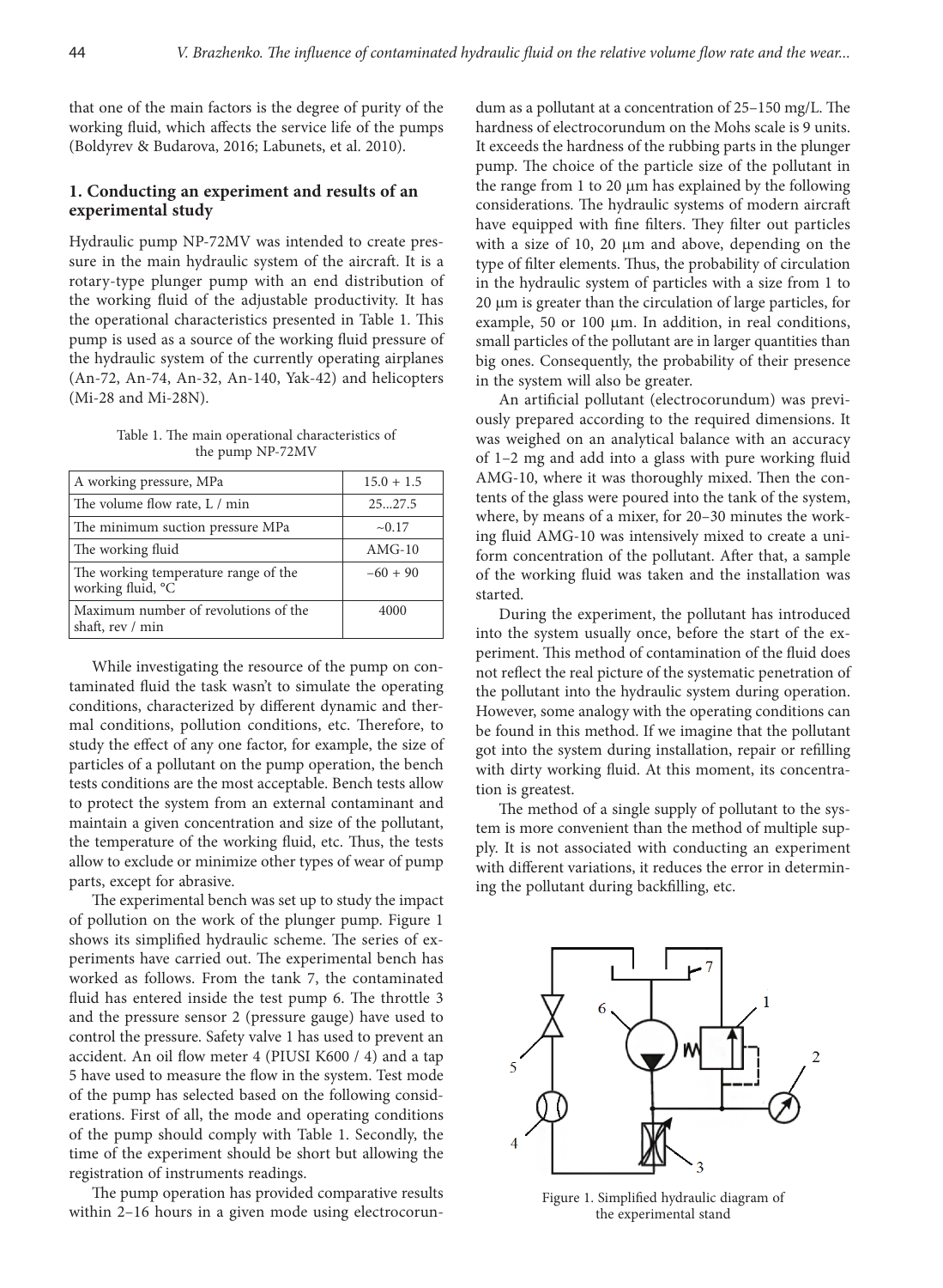that one of the main factors is the degree of purity of the working fluid, which affects the service life of the pumps (Boldyrev & Budarova, 2016; Labunets, et al. 2010).

## 1. Conducting an experiment and results of an experimental study

Hydraulic pump NP-72MV was intended to create pressure in the main hydraulic system of the aircraft. It is a rotary-type plunger pump with an end distribution of the working fluid of the adjustable productivity. It has the operational characteristics presented in Table 1. This pump is used as a source of the working fluid pressure of the hydraulic system of the currently operating airplanes (An-72, An-74, An-32, An-140, Yak-42) and helicopters (Mi-28 and Mi-28N).

Table 1. The main operational characteristics of the pump NP-72MV

| | |
|---|---|
| A working pressure, MPa | 15.0 + 1.5 |
| The volume flow rate, L / min | 25...27.5 |
| The minimum suction pressure MPa | ~0.17 |
| The working fluid | AMG-10 |
| The working temperature range of the working fluid, °C | −60 + 90 |
| Maximum number of revolutions of the shaft, rev / min | 4000 |

While investigating the resource of the pump on contaminated fluid the task wasn't to simulate the operating conditions, characterized by different dynamic and thermal conditions, pollution conditions, etc. Therefore, to study the effect of any one factor, for example, the size of particles of a pollutant on the pump operation, the bench tests conditions are the most acceptable. Bench tests allow to protect the system from an external contaminant and maintain a given concentration and size of the pollutant, the temperature of the working fluid, etc. Thus, the tests allow to exclude or minimize other types of wear of pump parts, except for abrasive.

The experimental bench was set up to study the impact of pollution on the work of the plunger pump. Figure 1 shows its simplified hydraulic scheme. The series of experiments have carried out. The experimental bench has worked as follows. From the tank 7, the contaminated fluid has entered inside the test pump 6. The throttle 3 and the pressure sensor 2 (pressure gauge) have used to control the pressure. Safety valve 1 has used to prevent an accident. An oil flow meter 4 (PIUSI K600 / 4) and a tap 5 have used to measure the flow in the system. Test mode of the pump has selected based on the following considerations. First of all, the mode and operating conditions of the pump should comply with Table 1. Secondly, the time of the experiment should be short but allowing the registration of instruments readings.

The pump operation has provided comparative results within 2–16 hours in a given mode using electrocorundum as a pollutant at a concentration of 25–150 mg/L. The hardness of electrocorundum on the Mohs scale is 9 units. It exceeds the hardness of the rubbing parts in the plunger pump. The choice of the particle size of the pollutant in the range from 1 to 20 μm has explained by the following considerations. The hydraulic systems of modern aircraft have equipped with fine filters. They filter out particles with a size of 10, 20 μm and above, depending on the type of filter elements. Thus, the probability of circulation in the hydraulic system of particles with a size from 1 to 20 μm is greater than the circulation of large particles, for example, 50 or 100 μm. In addition, in real conditions, small particles of the pollutant are in larger quantities than big ones. Consequently, the probability of their presence in the system will also be greater.

An artificial pollutant (electrocorundum) was previously prepared according to the required dimensions. It was weighed on an analytical balance with an accuracy of 1–2 mg and add into a glass with pure working fluid AMG-10, where it was thoroughly mixed. Then the contents of the glass were poured into the tank of the system, where, by means of a mixer, for 20–30 minutes the working fluid AMG-10 was intensively mixed to create a uniform concentration of the pollutant. After that, a sample of the working fluid was taken and the installation was started.

During the experiment, the pollutant has introduced into the system usually once, before the start of the experiment. This method of contamination of the fluid does not reflect the real picture of the systematic penetration of the pollutant into the hydraulic system during operation. However, some analogy with the operating conditions can be found in this method. If we imagine that the pollutant got into the system during installation, repair or refilling with dirty working fluid. At this moment, its concentration is greatest.

The method of a single supply of pollutant to the system is more convenient than the method of multiple supply. It is not associated with conducting an experiment with different variations, it reduces the error in determining the pollutant during backfilling, etc.

Figure 1. Simplified hydraulic diagram of the experimental stand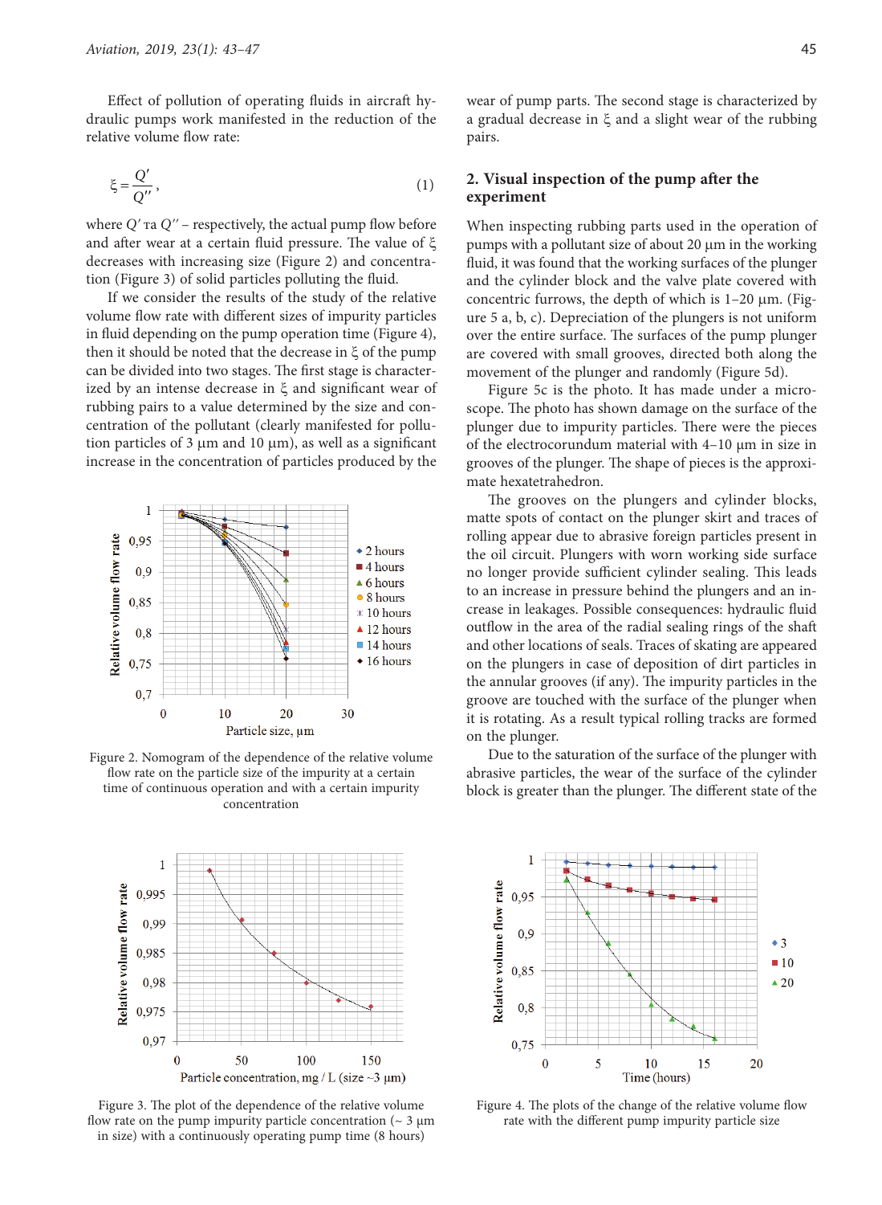Effect of pollution of operating fluids in aircraft hydraulic pumps work manifested in the reduction of the relative volume flow rate:

$$\xi = \frac{Q'}{Q''}, \tag{1}$$

where $Q'$ та $Q''$ – respectively, the actual pump flow before and after wear at a certain fluid pressure. The value of $\xi$ decreases with increasing size (Figure 2) and concentration (Figure 3) of solid particles polluting the fluid.

If we consider the results of the study of the relative volume flow rate with different sizes of impurity particles in fluid depending on the pump operation time (Figure 4), then it should be noted that the decrease in $\xi$ of the pump can be divided into two stages. The first stage is characterized by an intense decrease in $\xi$ and significant wear of rubbing pairs to a value determined by the size and concentration of the pollutant (clearly manifested for pollution particles of 3 μm and 10 μm), as well as a significant increase in the concentration of particles produced by the wear of pump parts. The second stage is characterized by a gradual decrease in $\xi$ and a slight wear of the rubbing pairs.

Figure 2. Nomogram of the dependence of the relative volume flow rate on the particle size of the impurity at a certain time of continuous operation and with a certain impurity concentration

## 2. Visual inspection of the pump after the experiment

When inspecting rubbing parts used in the operation of pumps with a pollutant size of about 20 μm in the working fluid, it was found that the working surfaces of the plunger and the cylinder block and the valve plate covered with concentric furrows, the depth of which is 1–20 μm. (Figure 5 a, b, c). Depreciation of the plungers is not uniform over the entire surface. The surfaces of the pump plunger are covered with small grooves, directed both along the movement of the plunger and randomly (Figure 5d).

Figure 5c is the photo. It has made under a microscope. The photo has shown damage on the surface of the plunger due to impurity particles. There were the pieces of the electrocorundum material with 4–10 μm in size in grooves of the plunger. The shape of pieces is the approximate hexatetrahedron.

The grooves on the plungers and cylinder blocks, matte spots of contact on the plunger skirt and traces of rolling appear due to abrasive foreign particles present in the oil circuit. Plungers with worn working side surface no longer provide sufficient cylinder sealing. This leads to an increase in pressure behind the plungers and an increase in leakages. Possible consequences: hydraulic fluid outflow in the area of the radial sealing rings of the shaft and other locations of seals. Traces of skating are appeared on the plungers in case of deposition of dirt particles in the annular grooves (if any). The impurity particles in the groove are touched with the surface of the plunger when it is rotating. As a result typical rolling tracks are formed on the plunger.

Due to the saturation of the surface of the plunger with abrasive particles, the wear of the surface of the cylinder block is greater than the plunger. The different state of the

Figure 3. The plot of the dependence of the relative volume flow rate on the pump impurity particle concentration (~ 3 μm in size) with a continuously operating pump time (8 hours)

Figure 4. The plots of the change of the relative volume flow rate with the different pump impurity particle size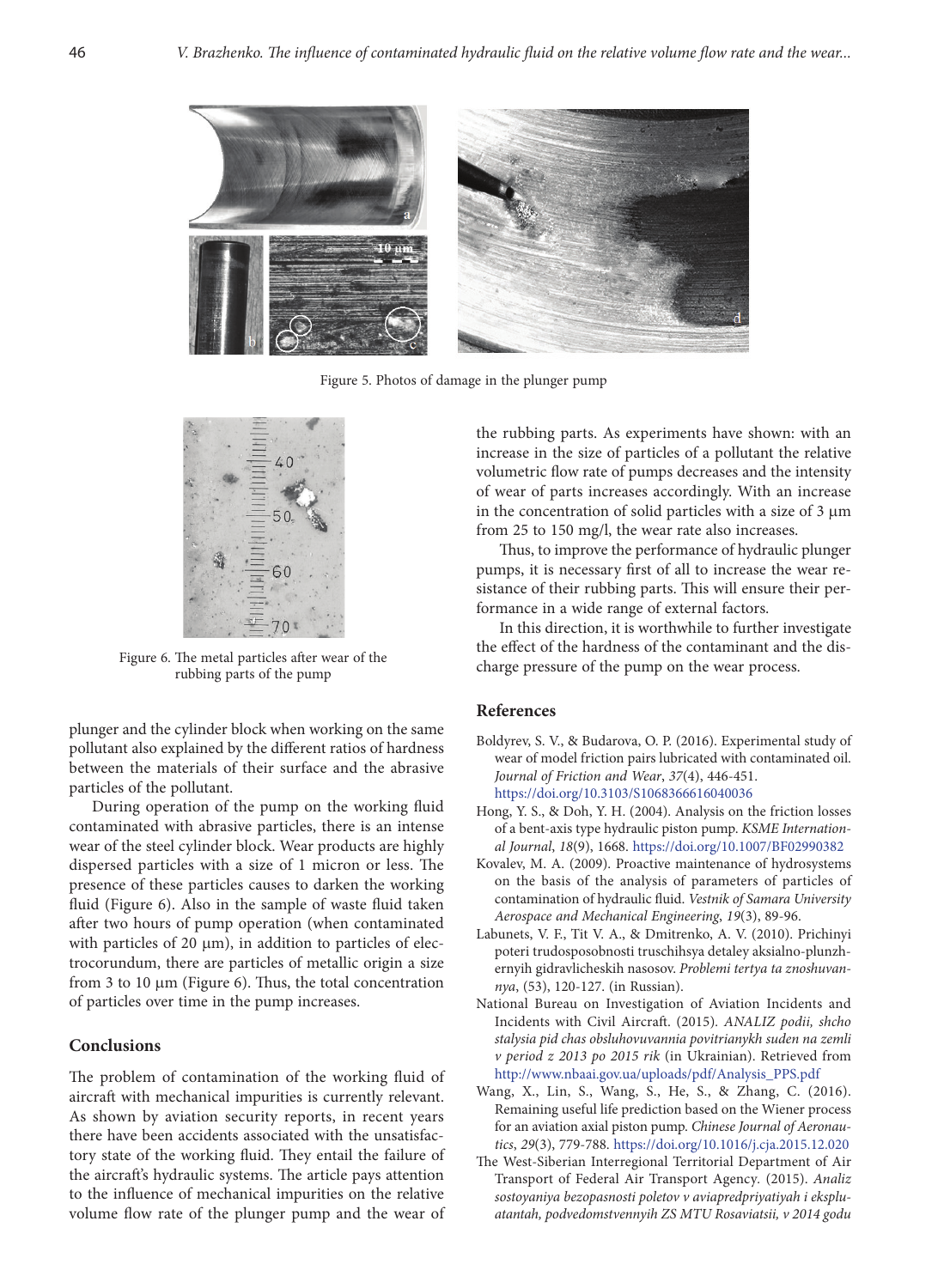Figure 5. Photos of damage in the plunger pump

Figure 6. The metal particles after wear of the rubbing parts of the pump

plunger and the cylinder block when working on the same pollutant also explained by the different ratios of hardness between the materials of their surface and the abrasive particles of the pollutant.

During operation of the pump on the working fluid contaminated with abrasive particles, there is an intense wear of the steel cylinder block. Wear products are highly dispersed particles with a size of 1 micron or less. The presence of these particles causes to darken the working fluid (Figure 6). Also in the sample of waste fluid taken after two hours of pump operation (when contaminated with particles of 20 μm), in addition to particles of electrocorundum, there are particles of metallic origin a size from 3 to 10 μm (Figure 6). Thus, the total concentration of particles over time in the pump increases.

## Conclusions

The problem of contamination of the working fluid of aircraft with mechanical impurities is currently relevant. As shown by aviation security reports, in recent years there have been accidents associated with the unsatisfactory state of the working fluid. They entail the failure of the aircraft's hydraulic systems. The article pays attention to the influence of mechanical impurities on the relative volume flow rate of the plunger pump and the wear of the rubbing parts. As experiments have shown: with an increase in the size of particles of a pollutant the relative volumetric flow rate of pumps decreases and the intensity of wear of parts increases accordingly. With an increase in the concentration of solid particles with a size of 3 μm from 25 to 150 mg/l, the wear rate also increases.

Thus, to improve the performance of hydraulic plunger pumps, it is necessary first of all to increase the wear resistance of their rubbing parts. This will ensure their performance in a wide range of external factors.

In this direction, it is worthwhile to further investigate the effect of the hardness of the contaminant and the discharge pressure of the pump on the wear process.

## References

Boldyrev, S. V., & Budarova, O. P. (2016). Experimental study of wear of model friction pairs lubricated with contaminated oil. *Journal of Friction and Wear*, *37*(4), 446-451. https://doi.org/10.3103/S1068366616040036

Hong, Y. S., & Doh, Y. H. (2004). Analysis on the friction losses of a bent-axis type hydraulic piston pump. *KSME International Journal*, *18*(9), 1668. https://doi.org/10.1007/BF02990382

Kovalev, M. A. (2009). Proactive maintenance of hydrosystems on the basis of the analysis of parameters of particles of contamination of hydraulic fluid. *Vestnik of Samara University Aerospace and Mechanical Engineering*, *19*(3), 89-96.

Labunets, V. F., Tit V. A., & Dmitrenko, A. V. (2010). Prichinyi poteri trudosposobnosti truschihsya detaley aksialno-plunzhernyih gidravlicheskih nasosov. *Problemi tertya ta znoshuvannya*, (53), 120-127. (in Russian).

National Bureau on Investigation of Aviation Incidents and Incidents with Civil Aircraft. (2015). *ANALIZ podii, shcho stalysia pid chas obsluhovuvannia povitrianykh suden na zemli v period z 2013 po 2015 rik* (in Ukrainian). Retrieved from http://www.nbaai.gov.ua/uploads/pdf/Analysis_PPS.pdf

Wang, X., Lin, S., Wang, S., He, S., & Zhang, C. (2016). Remaining useful life prediction based on the Wiener process for an aviation axial piston pump. *Chinese Journal of Aeronautics*, *29*(3), 779-788. https://doi.org/10.1016/j.cja.2015.12.020

The West-Siberian Interregional Territorial Department of Air Transport of Federal Air Transport Agency. (2015). *Analiz sostoyaniya bezopasnosti poletov v aviapredpriyatiyah i ekspluatantah, podvedomstvennyih ZS MTU Rosaviatsii, v 2014 godu*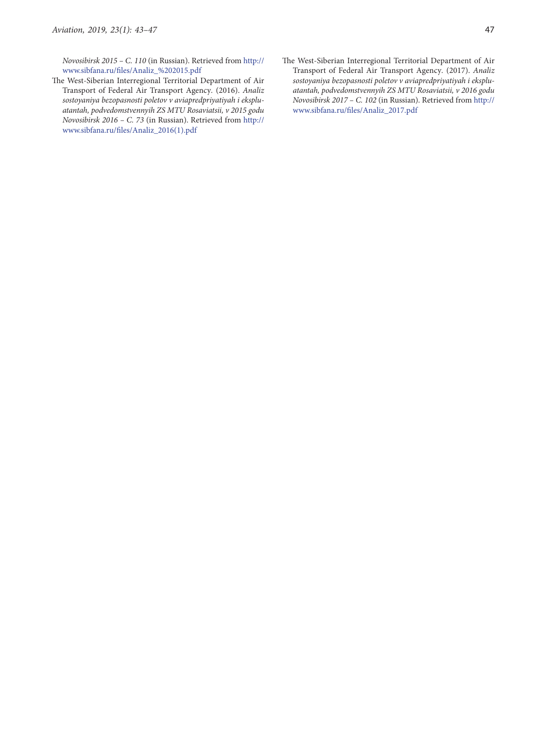*Novosibirsk 2015 – C. 110* (in Russian). Retrieved from http://www.sibfana.ru/files/Analiz_%202015.pdf

The West-Siberian Interregional Territorial Department of Air Transport of Federal Air Transport Agency. (2016). *Analiz sostoyaniya bezopasnosti poletov v aviapredpriyatiyah i ekspluatantah, podvedomstvennyih ZS MTU Rosaviatsii, v 2015 godu Novosibirsk 2016 – C. 73* (in Russian). Retrieved from http://www.sibfana.ru/files/Analiz_2016(1).pdf

The West-Siberian Interregional Territorial Department of Air Transport of Federal Air Transport Agency. (2017). *Analiz sostoyaniya bezopasnosti poletov v aviapredpriyatiyah i ekspluatantah, podvedomstvennyih ZS MTU Rosaviatsii, v 2016 godu Novosibirsk 2017 – C. 102* (in Russian). Retrieved from http://www.sibfana.ru/files/Analiz_2017.pdf